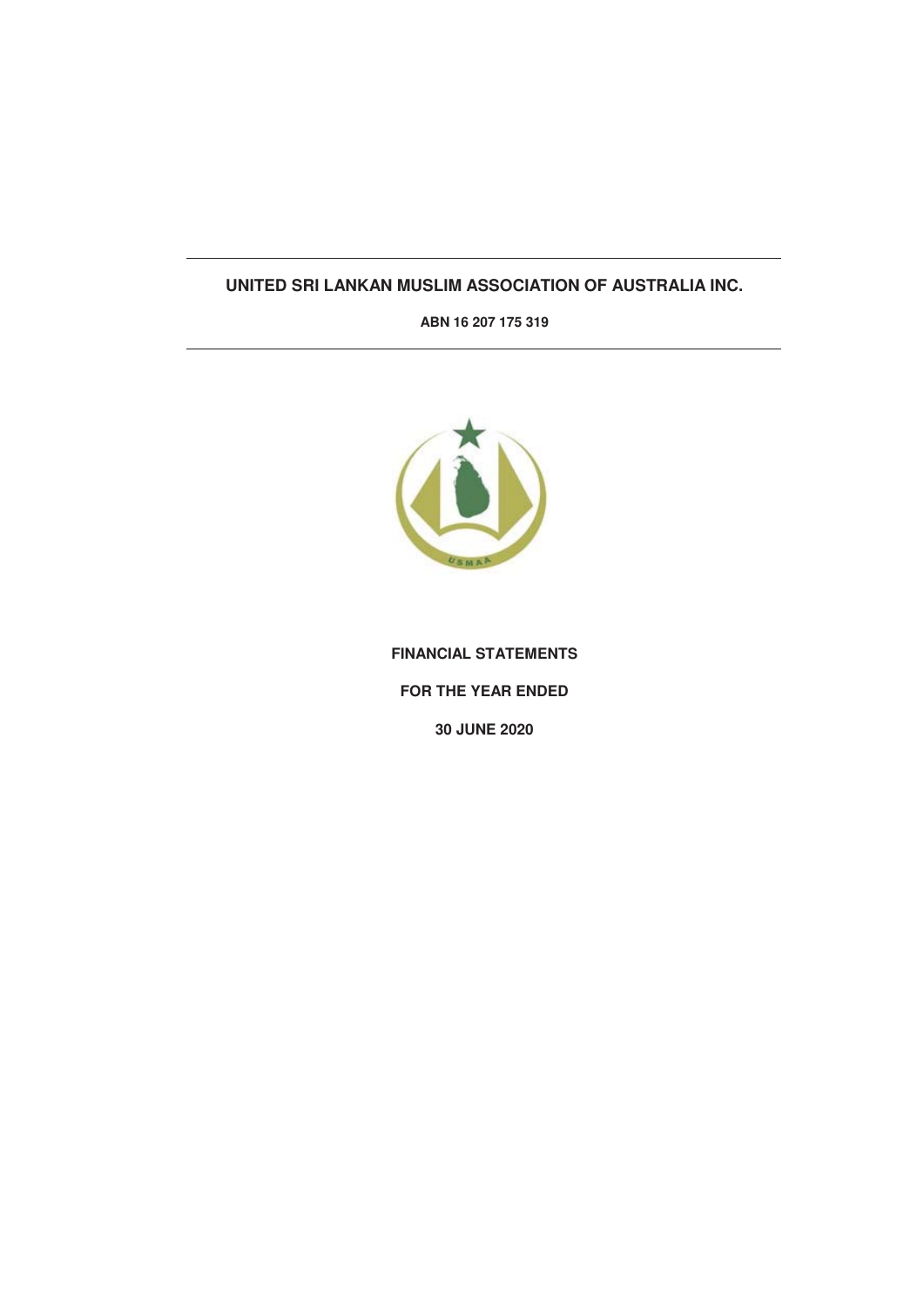# UNITED SRI LANKAN MUSLIM ASSOCIATION OF AUSTRALIA INC.

**ABN 16 207 175 319**

**FINANCIAL STATEMENTS**

**FOR THE YEAR ENDED**

**30 JUNE 2020**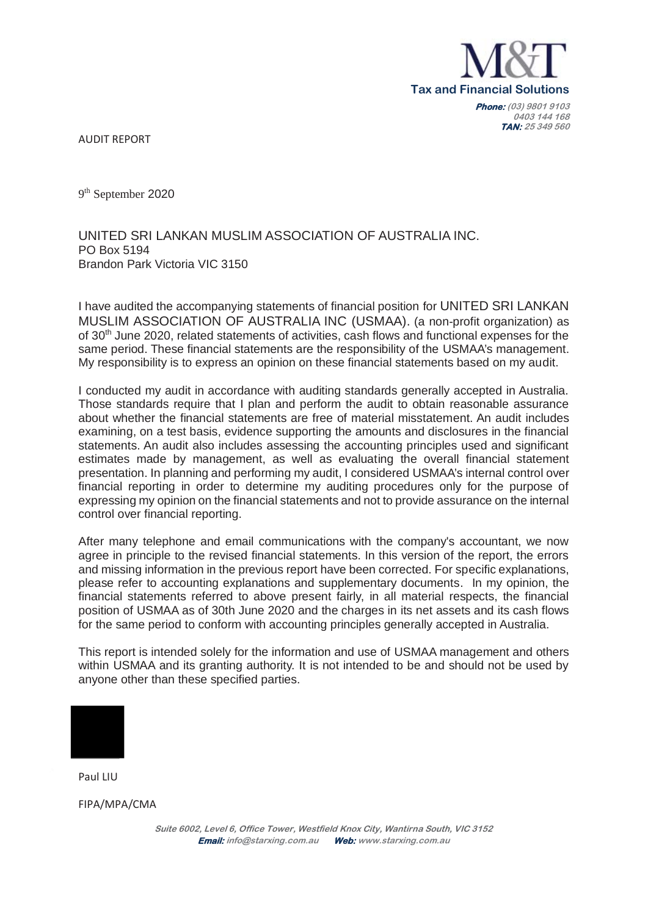M&T
**Tax and Financial Solutions**

***Phone:*** *(03) 9801 9103*
*0403 144 168*
***TAN:*** *25 349 560*

AUDIT REPORT

9th September 2020

UNITED SRI LANKAN MUSLIM ASSOCIATION OF AUSTRALIA INC.
PO Box 5194
Brandon Park Victoria VIC 3150

I have audited the accompanying statements of financial position for UNITED SRI LANKAN MUSLIM ASSOCIATION OF AUSTRALIA INC (USMAA). (a non-profit organization) as of 30th June 2020, related statements of activities, cash flows and functional expenses for the same period. These financial statements are the responsibility of the USMAA's management. My responsibility is to express an opinion on these financial statements based on my audit.

I conducted my audit in accordance with auditing standards generally accepted in Australia. Those standards require that I plan and perform the audit to obtain reasonable assurance about whether the financial statements are free of material misstatement. An audit includes examining, on a test basis, evidence supporting the amounts and disclosures in the financial statements. An audit also includes assessing the accounting principles used and significant estimates made by management, as well as evaluating the overall financial statement presentation. In planning and performing my audit, I considered USMAA's internal control over financial reporting in order to determine my auditing procedures only for the purpose of expressing my opinion on the financial statements and not to provide assurance on the internal control over financial reporting.

After many telephone and email communications with the company's accountant, we now agree in principle to the revised financial statements. In this version of the report, the errors and missing information in the previous report have been corrected. For specific explanations, please refer to accounting explanations and supplementary documents. In my opinion, the financial statements referred to above present fairly, in all material respects, the financial position of USMAA as of 30th June 2020 and the charges in its net assets and its cash flows for the same period to conform with accounting principles generally accepted in Australia.

This report is intended solely for the information and use of USMAA management and others within USMAA and its granting authority. It is not intended to be and should not be used by anyone other than these specified parties.

Paul LIU

FIPA/MPA/CMA

***Suite 6002, Level 6, Office Tower, Westfield Knox City, Wantirna South, VIC 3152***
***Email:*** *info@starxing.com.au* ***Web:*** *www.starxing.com.au*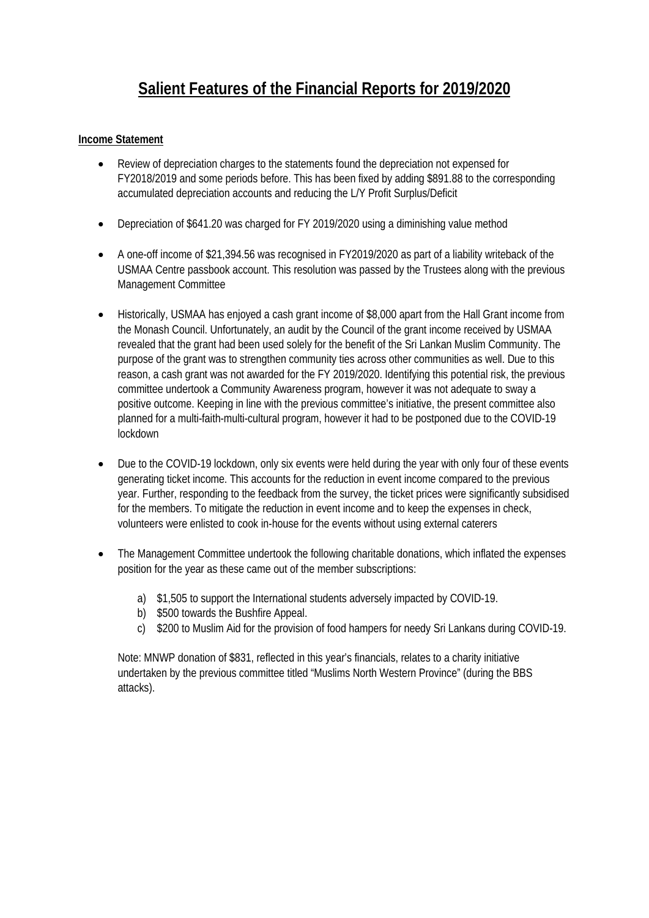# Salient Features of the Financial Reports for 2019/2020

**Income Statement**

- Review of depreciation charges to the statements found the depreciation not expensed for FY2018/2019 and some periods before. This has been fixed by adding $891.88 to the corresponding accumulated depreciation accounts and reducing the L/Y Profit Surplus/Deficit

- Depreciation of $641.20 was charged for FY 2019/2020 using a diminishing value method

- A one-off income of $21,394.56 was recognised in FY2019/2020 as part of a liability writeback of the USMAA Centre passbook account. This resolution was passed by the Trustees along with the previous Management Committee

- Historically, USMAA has enjoyed a cash grant income of $8,000 apart from the Hall Grant income from the Monash Council. Unfortunately, an audit by the Council of the grant income received by USMAA revealed that the grant had been used solely for the benefit of the Sri Lankan Muslim Community. The purpose of the grant was to strengthen community ties across other communities as well. Due to this reason, a cash grant was not awarded for the FY 2019/2020. Identifying this potential risk, the previous committee undertook a Community Awareness program, however it was not adequate to sway a positive outcome. Keeping in line with the previous committee's initiative, the present committee also planned for a multi-faith-multi-cultural program, however it had to be postponed due to the COVID-19 lockdown

- Due to the COVID-19 lockdown, only six events were held during the year with only four of these events generating ticket income. This accounts for the reduction in event income compared to the previous year. Further, responding to the feedback from the survey, the ticket prices were significantly subsidised for the members. To mitigate the reduction in event income and to keep the expenses in check, volunteers were enlisted to cook in-house for the events without using external caterers

- The Management Committee undertook the following charitable donations, which inflated the expenses position for the year as these came out of the member subscriptions:

  a) $1,505 to support the International students adversely impacted by COVID-19.
  b) $500 towards the Bushfire Appeal.
  c) $200 to Muslim Aid for the provision of food hampers for needy Sri Lankans during COVID-19.

  Note: MNWP donation of $831, reflected in this year's financials, relates to a charity initiative undertaken by the previous committee titled "Muslims North Western Province" (during the BBS attacks).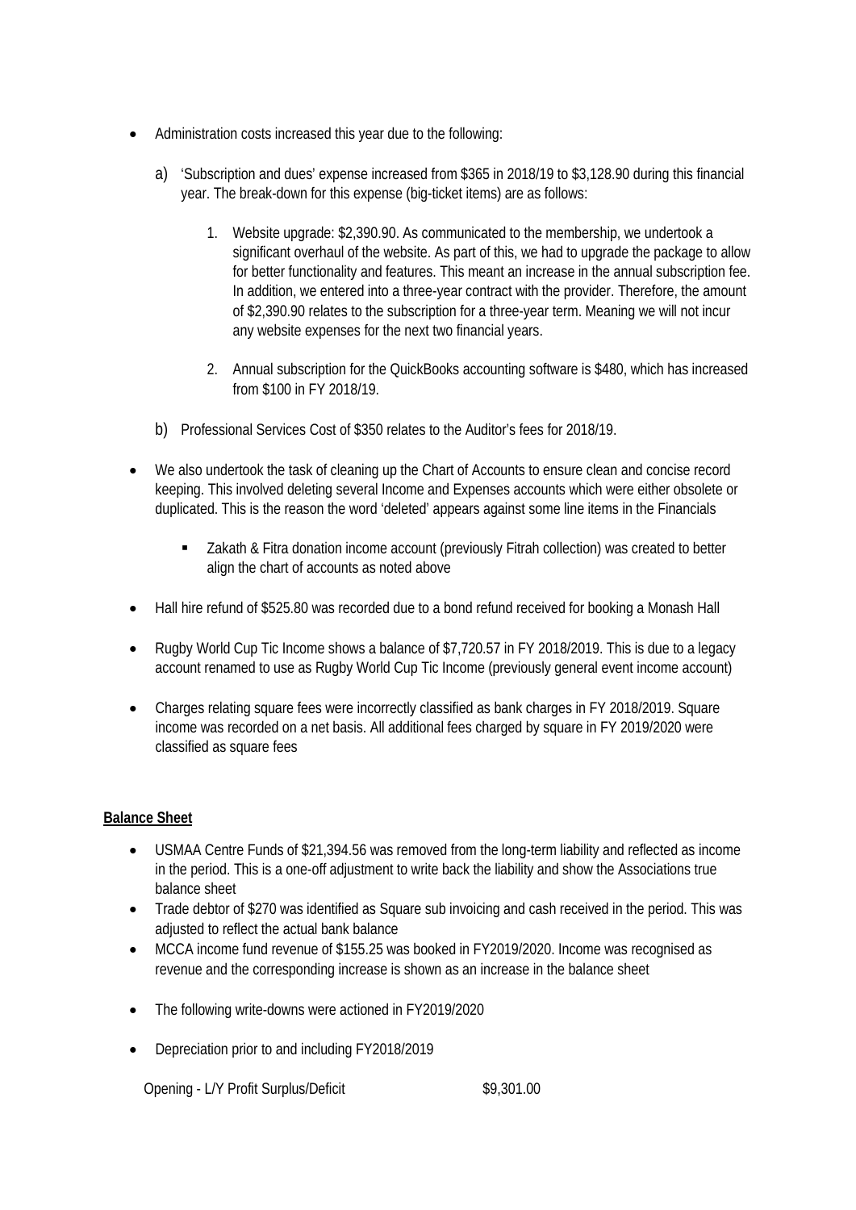- Administration costs increased this year due to the following:

  a) 'Subscription and dues' expense increased from $365 in 2018/19 to $3,128.90 during this financial year. The break-down for this expense (big-ticket items) are as follows:

     1. Website upgrade: $2,390.90. As communicated to the membership, we undertook a significant overhaul of the website. As part of this, we had to upgrade the package to allow for better functionality and features. This meant an increase in the annual subscription fee. In addition, we entered into a three-year contract with the provider. Therefore, the amount of $2,390.90 relates to the subscription for a three-year term. Meaning we will not incur any website expenses for the next two financial years.

     2. Annual subscription for the QuickBooks accounting software is $480, which has increased from $100 in FY 2018/19.

  b) Professional Services Cost of $350 relates to the Auditor's fees for 2018/19.

- We also undertook the task of cleaning up the Chart of Accounts to ensure clean and concise record keeping. This involved deleting several Income and Expenses accounts which were either obsolete or duplicated. This is the reason the word 'deleted' appears against some line items in the Financials

  - Zakath & Fitra donation income account (previously Fitrah collection) was created to better align the chart of accounts as noted above

- Hall hire refund of $525.80 was recorded due to a bond refund received for booking a Monash Hall

- Rugby World Cup Tic Income shows a balance of $7,720.57 in FY 2018/2019. This is due to a legacy account renamed to use as Rugby World Cup Tic Income (previously general event income account)

- Charges relating square fees were incorrectly classified as bank charges in FY 2018/2019. Square income was recorded on a net basis. All additional fees charged by square in FY 2019/2020 were classified as square fees

**Balance Sheet**

- USMAA Centre Funds of $21,394.56 was removed from the long-term liability and reflected as income in the period. This is a one-off adjustment to write back the liability and show the Associations true balance sheet
- Trade debtor of $270 was identified as Square sub invoicing and cash received in the period. This was adjusted to reflect the actual bank balance
- MCCA income fund revenue of $155.25 was booked in FY2019/2020. Income was recognised as revenue and the corresponding increase is shown as an increase in the balance sheet

- The following write-downs were actioned in FY2019/2020

- Depreciation prior to and including FY2018/2019

| | |
|---|---|
| Opening - L/Y Profit Surplus/Deficit | $9,301.00 |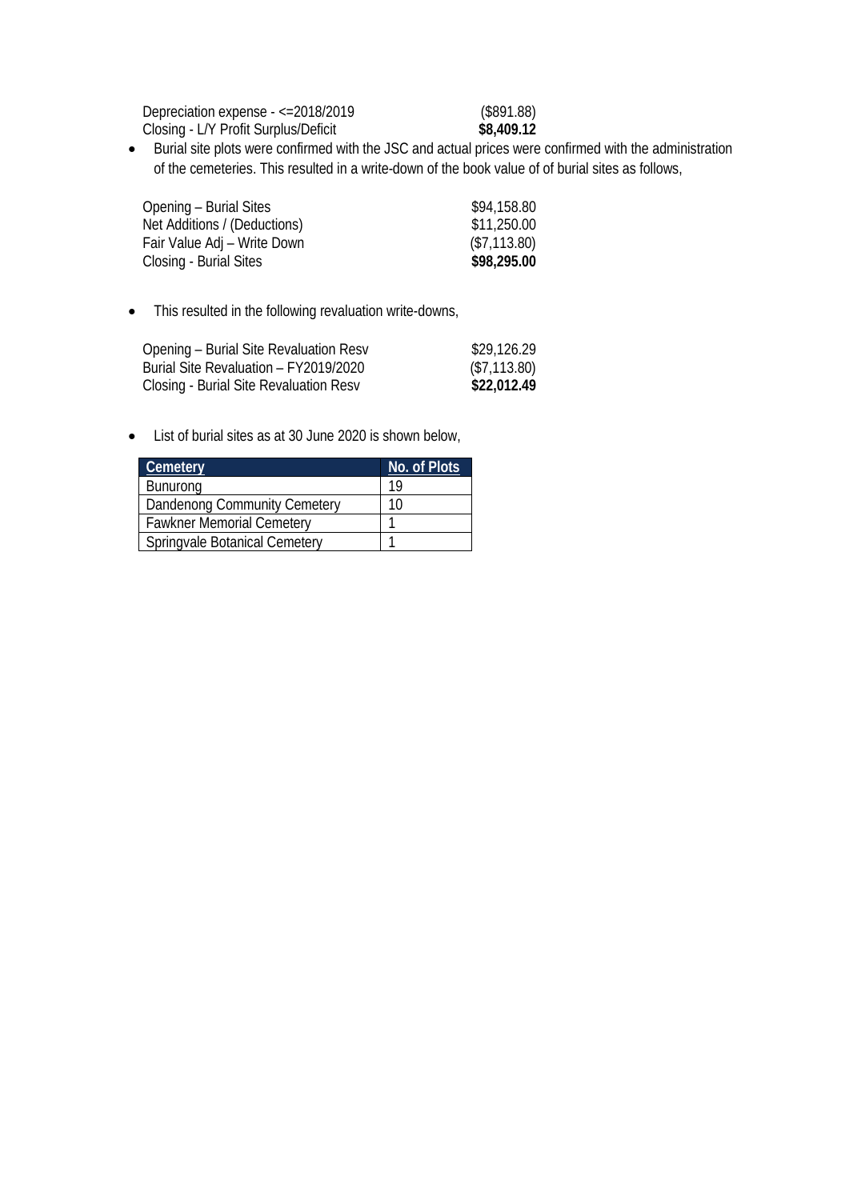| | |
|---|---|
| Depreciation expense - <=2018/2019 | ($891.88) |
| Closing - L/Y Profit Surplus/Deficit | **$8,409.12** |

- Burial site plots were confirmed with the JSC and actual prices were confirmed with the administration of the cemeteries. This resulted in a write-down of the book value of of burial sites as follows,

| | |
|---|---|
| Opening – Burial Sites | $94,158.80 |
| Net Additions / (Deductions) | $11,250.00 |
| Fair Value Adj – Write Down | ($7,113.80) |
| Closing - Burial Sites | **$98,295.00** |

- This resulted in the following revaluation write-downs,

| | |
|---|---|
| Opening – Burial Site Revaluation Resv | $29,126.29 |
| Burial Site Revaluation – FY2019/2020 | ($7,113.80) |
| Closing - Burial Site Revaluation Resv | **$22,012.49** |

- List of burial sites as at 30 June 2020 is shown below,

| Cemetery | No. of Plots |
|---|---|
| Bunurong | 19 |
| Dandenong Community Cemetery | 10 |
| Fawkner Memorial Cemetery | 1 |
| Springvale Botanical Cemetery | 1 |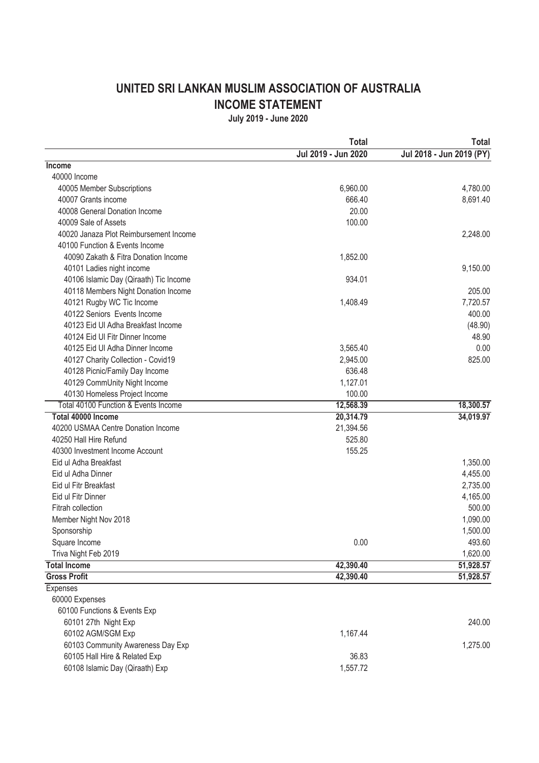# UNITED SRI LANKAN MUSLIM ASSOCIATION OF AUSTRALIA

## INCOME STATEMENT

**July 2019 - June 2020**

| | Total | Total |
|---|---|---|
| | Jul 2019 - Jun 2020 | Jul 2018 - Jun 2019 (PY) |
| **Income** | | |
| 40000 Income | | |
| 40005 Member Subscriptions | 6,960.00 | 4,780.00 |
| 40007 Grants income | 666.40 | 8,691.40 |
| 40008 General Donation Income | 20.00 | |
| 40009 Sale of Assets | 100.00 | |
| 40020 Janaza Plot Reimbursement Income | | 2,248.00 |
| 40100 Function & Events Income | | |
| 40090 Zakath & Fitra Donation Income | 1,852.00 | |
| 40101 Ladies night income | | 9,150.00 |
| 40106 Islamic Day (Qiraath) Tic Income | 934.01 | |
| 40118 Members Night Donation Income | | 205.00 |
| 40121 Rugby WC Tic Income | 1,408.49 | 7,720.57 |
| 40122 Seniors Events Income | | 400.00 |
| 40123 Eid Ul Adha Breakfast Income | | (48.90) |
| 40124 Eid Ul Fitr Dinner Income | | 48.90 |
| 40125 Eid Ul Adha Dinner Income | 3,565.40 | 0.00 |
| 40127 Charity Collection - Covid19 | 2,945.00 | 825.00 |
| 40128 Picnic/Family Day Income | 636.48 | |
| 40129 CommUnity Night Income | 1,127.01 | |
| 40130 Homeless Project Income | 100.00 | |
| Total 40100 Function & Events Income | **12,568.39** | **18,300.57** |
| **Total 40000 Income** | **20,314.79** | **34,019.97** |
| 40200 USMAA Centre Donation Income | 21,394.56 | |
| 40250 Hall Hire Refund | 525.80 | |
| 40300 Investment Income Account | 155.25 | |
| Eid ul Adha Breakfast | | 1,350.00 |
| Eid ul Adha Dinner | | 4,455.00 |
| Eid ul Fitr Breakfast | | 2,735.00 |
| Eid ul Fitr Dinner | | 4,165.00 |
| Fitrah collection | | 500.00 |
| Member Night Nov 2018 | | 1,090.00 |
| Sponsorship | | 1,500.00 |
| Square Income | 0.00 | 493.60 |
| Triva Night Feb 2019 | | 1,620.00 |
| **Total Income** | **42,390.40** | **51,928.57** |
| **Gross Profit** | **42,390.40** | **51,928.57** |
| Expenses | | |
| 60000 Expenses | | |
| 60100 Functions & Events Exp | | |
| 60101 27th Night Exp | | 240.00 |
| 60102 AGM/SGM Exp | 1,167.44 | |
| 60103 Community Awareness Day Exp | | 1,275.00 |
| 60105 Hall Hire & Related Exp | 36.83 | |
| 60108 Islamic Day (Qiraath) Exp | 1,557.72 | |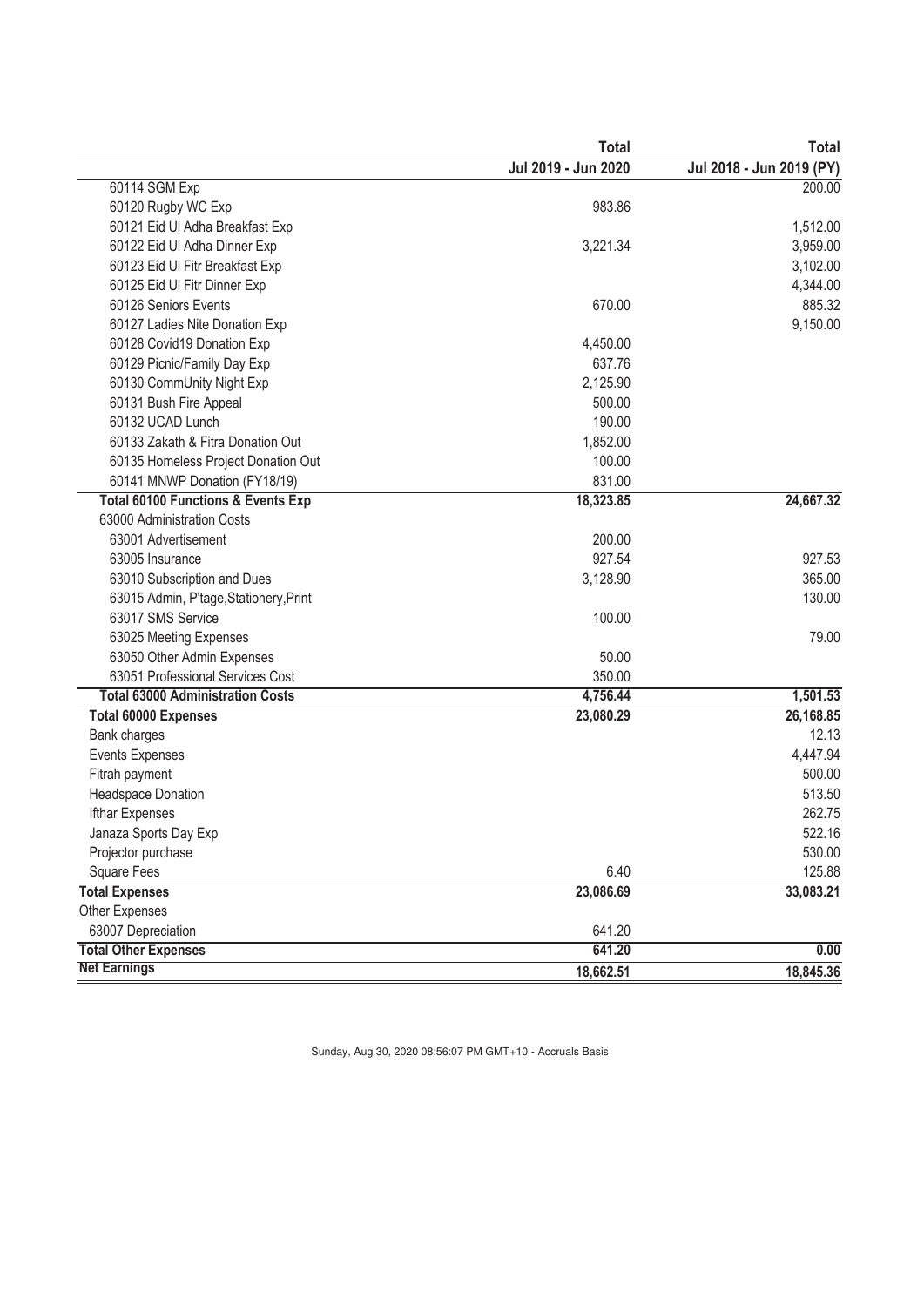| | Total | Total |
|---|---|---|
| | Jul 2019 - Jun 2020 | Jul 2018 - Jun 2019 (PY) |
| 60114 SGM Exp | | 200.00 |
| 60120 Rugby WC Exp | 983.86 | |
| 60121 Eid Ul Adha Breakfast Exp | | 1,512.00 |
| 60122 Eid Ul Adha Dinner Exp | 3,221.34 | 3,959.00 |
| 60123 Eid Ul Fitr Breakfast Exp | | 3,102.00 |
| 60125 Eid Ul Fitr Dinner Exp | | 4,344.00 |
| 60126 Seniors Events | 670.00 | 885.32 |
| 60127 Ladies Nite Donation Exp | | 9,150.00 |
| 60128 Covid19 Donation Exp | 4,450.00 | |
| 60129 Picnic/Family Day Exp | 637.76 | |
| 60130 CommUnity Night Exp | 2,125.90 | |
| 60131 Bush Fire Appeal | 500.00 | |
| 60132 UCAD Lunch | 190.00 | |
| 60133 Zakath & Fitra Donation Out | 1,852.00 | |
| 60135 Homeless Project Donation Out | 100.00 | |
| 60141 MNWP Donation (FY18/19) | 831.00 | |
| **Total 60100 Functions & Events Exp** | **18,323.85** | **24,667.32** |
| 63000 Administration Costs | | |
| 63001 Advertisement | 200.00 | |
| 63005 Insurance | 927.54 | 927.53 |
| 63010 Subscription and Dues | 3,128.90 | 365.00 |
| 63015 Admin, P'tage,Stationery,Print | | 130.00 |
| 63017 SMS Service | 100.00 | |
| 63025 Meeting Expenses | | 79.00 |
| 63050 Other Admin Expenses | 50.00 | |
| 63051 Professional Services Cost | 350.00 | |
| **Total 63000 Administration Costs** | **4,756.44** | **1,501.53** |
| **Total 60000 Expenses** | **23,080.29** | **26,168.85** |
| Bank charges | | 12.13 |
| Events Expenses | | 4,447.94 |
| Fitrah payment | | 500.00 |
| Headspace Donation | | 513.50 |
| Ifthar Expenses | | 262.75 |
| Janaza Sports Day Exp | | 522.16 |
| Projector purchase | | 530.00 |
| Square Fees | 6.40 | 125.88 |
| **Total Expenses** | **23,086.69** | **33,083.21** |
| Other Expenses | | |
| 63007 Depreciation | 641.20 | |
| **Total Other Expenses** | **641.20** | **0.00** |
| **Net Earnings** | **18,662.51** | **18,845.36** |

Sunday, Aug 30, 2020 08:56:07 PM GMT+10 - Accruals Basis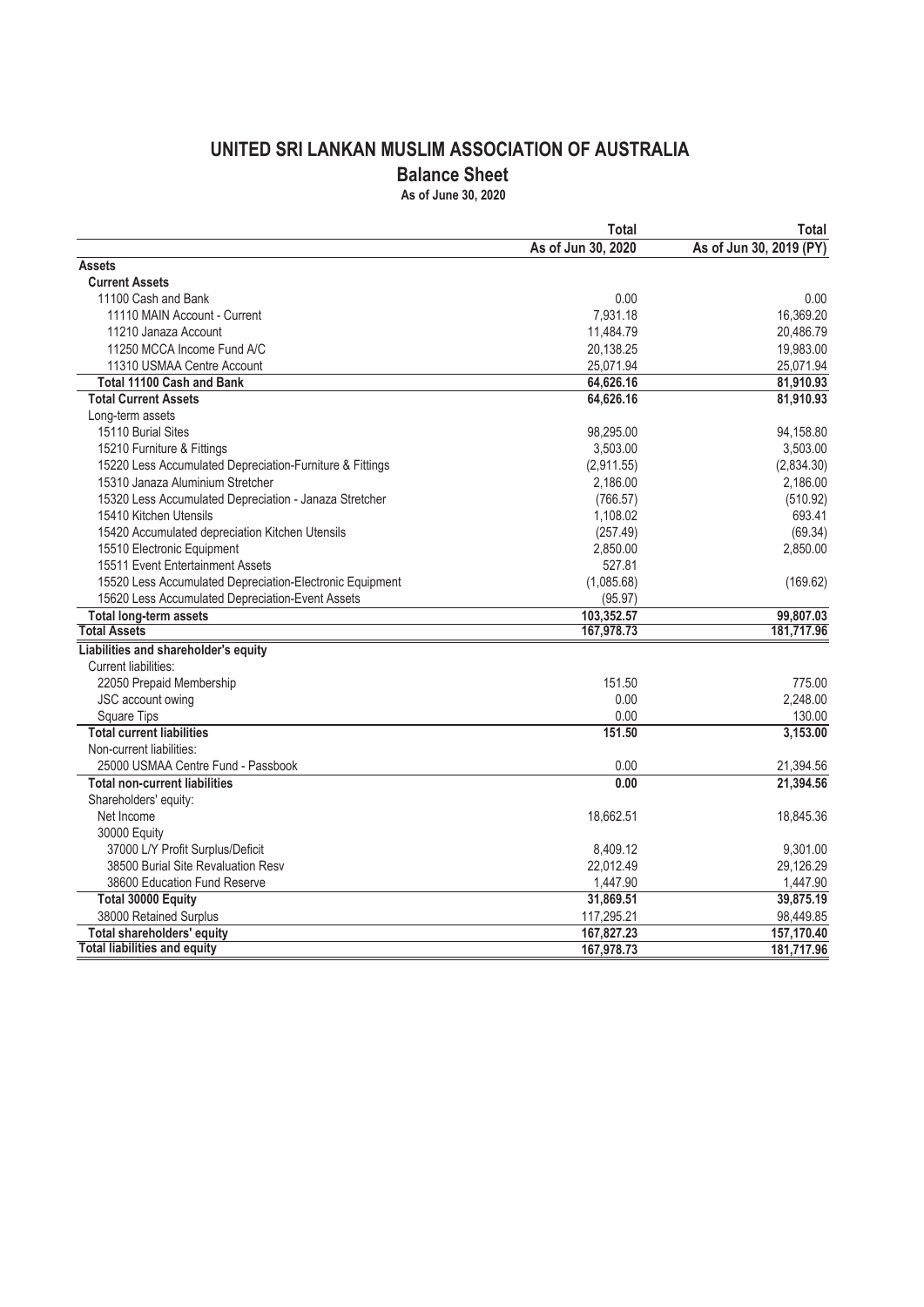# UNITED SRI LANKAN MUSLIM ASSOCIATION OF AUSTRALIA

## Balance Sheet

**As of June 30, 2020**

| | Total | Total |
|---|---|---|
| | **As of Jun 30, 2020** | **As of Jun 30, 2019 (PY)** |
| **Assets** | | |
| **Current Assets** | | |
| 11100 Cash and Bank | 0.00 | 0.00 |
| 11110 MAIN Account - Current | 7,931.18 | 16,369.20 |
| 11210 Janaza Account | 11,484.79 | 20,486.79 |
| 11250 MCCA Income Fund A/C | 20,138.25 | 19,983.00 |
| 11310 USMAA Centre Account | 25,071.94 | 25,071.94 |
| **Total 11100 Cash and Bank** | **64,626.16** | **81,910.93** |
| **Total Current Assets** | **64,626.16** | **81,910.93** |
| Long-term assets | | |
| 15110 Burial Sites | 98,295.00 | 94,158.80 |
| 15210 Furniture & Fittings | 3,503.00 | 3,503.00 |
| 15220 Less Accumulated Depreciation-Furniture & Fittings | (2,911.55) | (2,834.30) |
| 15310 Janaza Aluminium Stretcher | 2,186.00 | 2,186.00 |
| 15320 Less Accumulated Depreciation - Janaza Stretcher | (766.57) | (510.92) |
| 15410 Kitchen Utensils | 1,108.02 | 693.41 |
| 15420 Accumulated depreciation Kitchen Utensils | (257.49) | (69.34) |
| 15510 Electronic Equipment | 2,850.00 | 2,850.00 |
| 15511 Event Entertainment Assets | 527.81 | |
| 15520 Less Accumulated Depreciation-Electronic Equipment | (1,085.68) | (169.62) |
| 15620 Less Accumulated Depreciation-Event Assets | (95.97) | |
| **Total long-term assets** | **103,352.57** | **99,807.03** |
| **Total Assets** | **167,978.73** | **181,717.96** |
| **Liabilities and shareholder's equity** | | |
| Current liabilities: | | |
| 22050 Prepaid Membership | 151.50 | 775.00 |
| JSC account owing | 0.00 | 2,248.00 |
| Square Tips | 0.00 | 130.00 |
| **Total current liabilities** | **151.50** | **3,153.00** |
| Non-current liabilities: | | |
| 25000 USMAA Centre Fund - Passbook | 0.00 | 21,394.56 |
| **Total non-current liabilities** | **0.00** | **21,394.56** |
| Shareholders' equity: | | |
| Net Income | 18,662.51 | 18,845.36 |
| 30000 Equity | | |
| 37000 L/Y Profit Surplus/Deficit | 8,409.12 | 9,301.00 |
| 38500 Burial Site Revaluation Resv | 22,012.49 | 29,126.29 |
| 38600 Education Fund Reserve | 1,447.90 | 1,447.90 |
| **Total 30000 Equity** | **31,869.51** | **39,875.19** |
| 38000 Retained Surplus | 117,295.21 | 98,449.85 |
| **Total shareholders' equity** | **167,827.23** | **157,170.40** |
| **Total liabilities and equity** | **167,978.73** | **181,717.96** |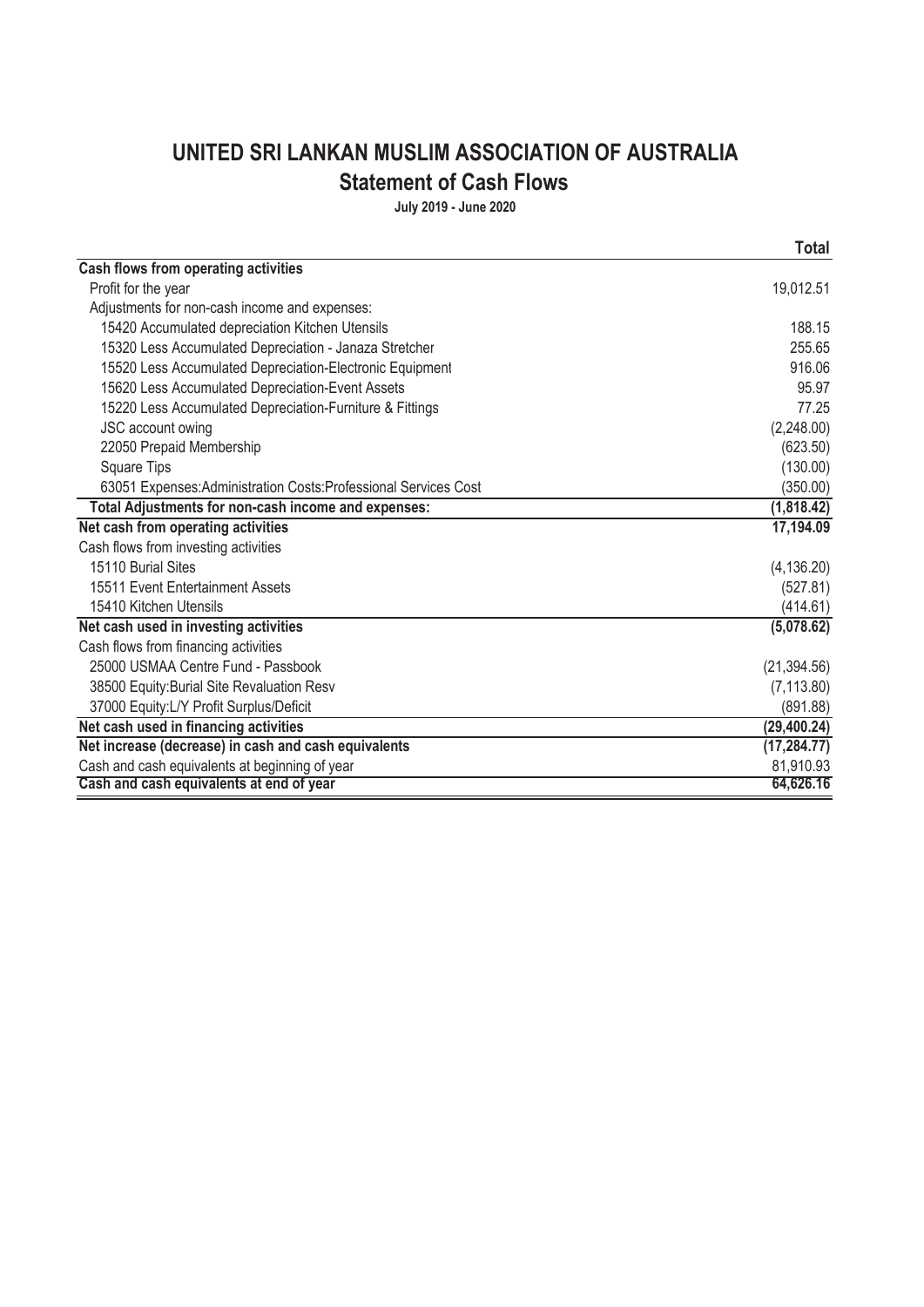# UNITED SRI LANKAN MUSLIM ASSOCIATION OF AUSTRALIA

## Statement of Cash Flows

**July 2019 - June 2020**

| | **Total** |
|---|---|
| **Cash flows from operating activities** | |
| Profit for the year | 19,012.51 |
| Adjustments for non-cash income and expenses: | |
| 15420 Accumulated depreciation Kitchen Utensils | 188.15 |
| 15320 Less Accumulated Depreciation - Janaza Stretcher | 255.65 |
| 15520 Less Accumulated Depreciation-Electronic Equipment | 916.06 |
| 15620 Less Accumulated Depreciation-Event Assets | 95.97 |
| 15220 Less Accumulated Depreciation-Furniture & Fittings | 77.25 |
| JSC account owing | (2,248.00) |
| 22050 Prepaid Membership | (623.50) |
| Square Tips | (130.00) |
| 63051 Expenses:Administration Costs:Professional Services Cost | (350.00) |
| **Total Adjustments for non-cash income and expenses:** | **(1,818.42)** |
| **Net cash from operating activities** | **17,194.09** |
| Cash flows from investing activities | |
| 15110 Burial Sites | (4,136.20) |
| 15511 Event Entertainment Assets | (527.81) |
| 15410 Kitchen Utensils | (414.61) |
| **Net cash used in investing activities** | **(5,078.62)** |
| Cash flows from financing activities | |
| 25000 USMAA Centre Fund - Passbook | (21,394.56) |
| 38500 Equity:Burial Site Revaluation Resv | (7,113.80) |
| 37000 Equity:L/Y Profit Surplus/Deficit | (891.88) |
| **Net cash used in financing activities** | **(29,400.24)** |
| **Net increase (decrease) in cash and cash equivalents** | **(17,284.77)** |
| Cash and cash equivalents at beginning of year | 81,910.93 |
| **Cash and cash equivalents at end of year** | **64,626.16** |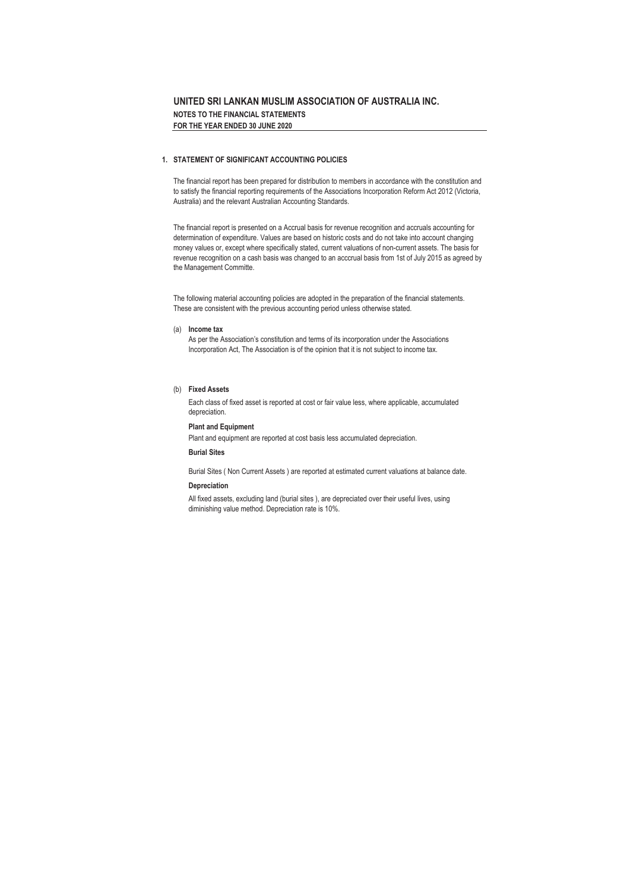# UNITED SRI LANKAN MUSLIM ASSOCIATION OF AUSTRALIA INC.

**NOTES TO THE FINANCIAL STATEMENTS**

**FOR THE YEAR ENDED 30 JUNE 2020**

## 1. STATEMENT OF SIGNIFICANT ACCOUNTING POLICIES

The financial report has been prepared for distribution to members in accordance with the constitution and to satisfy the financial reporting requirements of the Associations Incorporation Reform Act 2012 (Victoria, Australia) and the relevant Australian Accounting Standards.

The financial report is presented on a Accrual basis for revenue recognition and accruals accounting for determination of expenditure. Values are based on historic costs and do not take into account changing money values or, except where specifically stated, current valuations of non-current assets. The basis for revenue recognition on a cash basis was changed to an acccrual basis from 1st of July 2015 as agreed by the Management Committe.

The following material accounting policies are adopted in the preparation of the financial statements. These are consistent with the previous accounting period unless otherwise stated.

(a) **Income tax**

As per the Association's constitution and terms of its incorporation under the Associations Incorporation Act, The Association is of the opinion that it is not subject to income tax.

(b) **Fixed Assets**

Each class of fixed asset is reported at cost or fair value less, where applicable, accumulated depreciation.

**Plant and Equipment**

Plant and equipment are reported at cost basis less accumulated depreciation.

**Burial Sites**

Burial Sites ( Non Current Assets ) are reported at estimated current valuations at balance date.

**Depreciation**

All fixed assets, excluding land (burial sites ), are depreciated over their useful lives, using diminishing value method. Depreciation rate is 10%.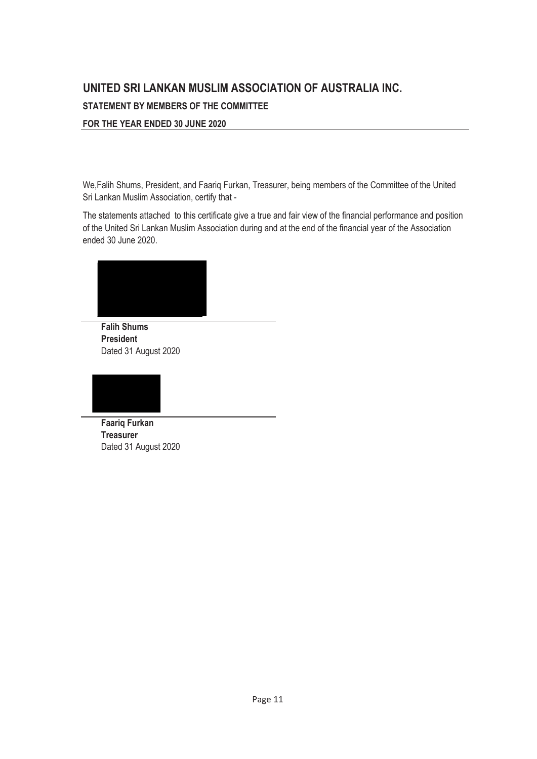# UNITED SRI LANKAN MUSLIM ASSOCIATION OF AUSTRALIA INC.

**STATEMENT BY MEMBERS OF THE COMMITTEE**

**FOR THE YEAR ENDED 30 JUNE 2020**

We,Falih Shums, President, and Faariq Furkan, Treasurer, being members of the Committee of the United Sri Lankan Muslim Association, certify that -

The statements attached to this certificate give a true and fair view of the financial performance and position of the United Sri Lankan Muslim Association during and at the end of the financial year of the Association ended 30 June 2020.

**Falih Shums**
**President**
Dated 31 August 2020

**Faariq Furkan**
**Treasurer**
Dated 31 August 2020